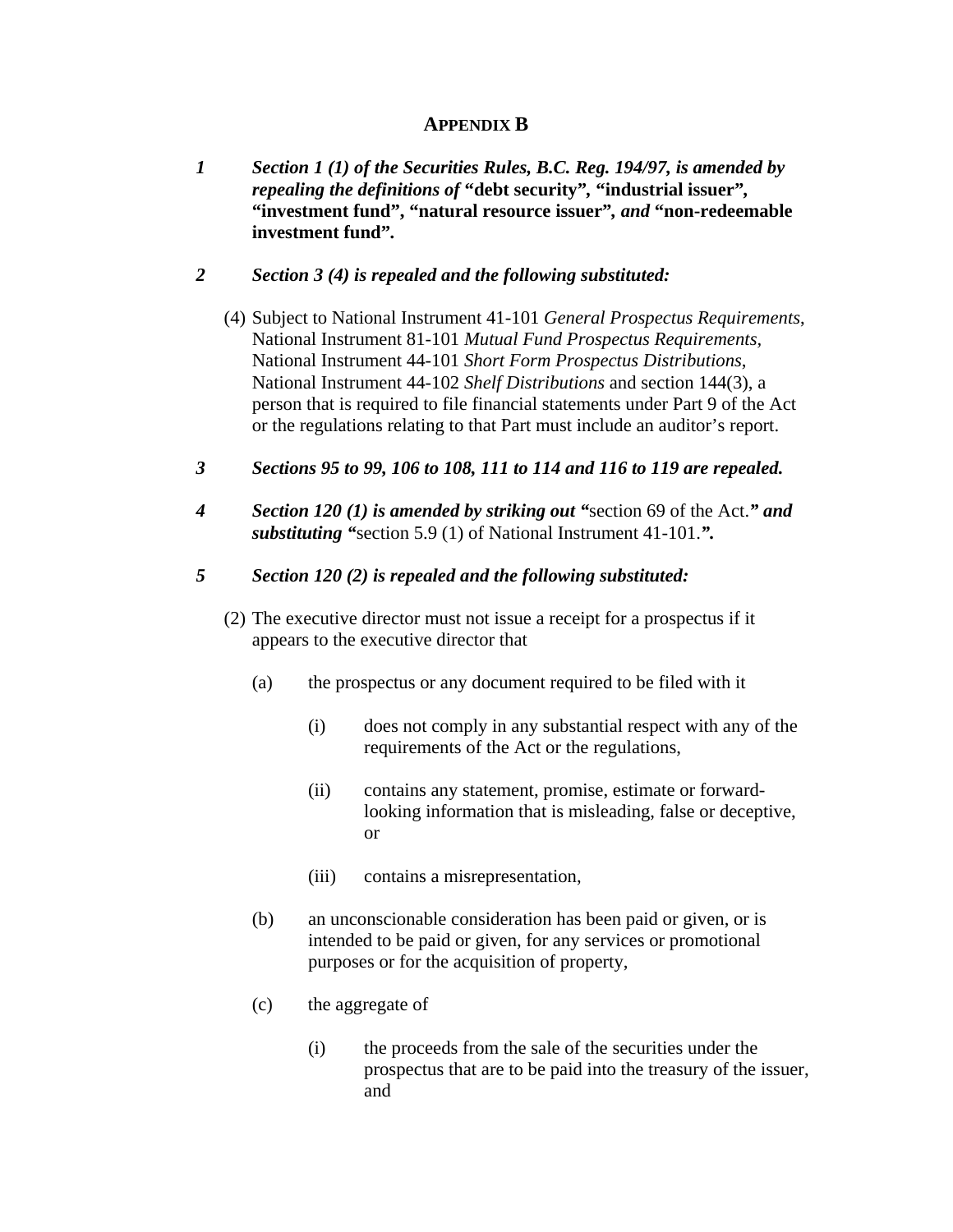## APPENDIX B

***1*** ***Section 1 (1) of the Securities Rules, B.C. Reg. 194/97, is amended by repealing the definitions of* "debt security", "industrial issuer", "investment fund", "natural resource issuer", *and* "non-redeemable investment fund".**

***2*** ***Section 3 (4) is repealed and the following substituted:***

(4) Subject to National Instrument 41-101 *General Prospectus Requirements*, National Instrument 81-101 *Mutual Fund Prospectus Requirements*, National Instrument 44-101 *Short Form Prospectus Distributions*, National Instrument 44-102 *Shelf Distributions* and section 144(3), a person that is required to file financial statements under Part 9 of the Act or the regulations relating to that Part must include an auditor's report.

***3*** ***Sections 95 to 99, 106 to 108, 111 to 114 and 116 to 119 are repealed.***

***4*** ***Section 120 (1) is amended by striking out "*section 69 of the Act.*" and substituting "*section 5.9 (1) of National Instrument 41-101.*".***

***5*** ***Section 120 (2) is repealed and the following substituted:***

(2) The executive director must not issue a receipt for a prospectus if it appears to the executive director that

(a) the prospectus or any document required to be filed with it

(i) does not comply in any substantial respect with any of the requirements of the Act or the regulations,

(ii) contains any statement, promise, estimate or forward-looking information that is misleading, false or deceptive, or

(iii) contains a misrepresentation,

(b) an unconscionable consideration has been paid or given, or is intended to be paid or given, for any services or promotional purposes or for the acquisition of property,

(c) the aggregate of

(i) the proceeds from the sale of the securities under the prospectus that are to be paid into the treasury of the issuer, and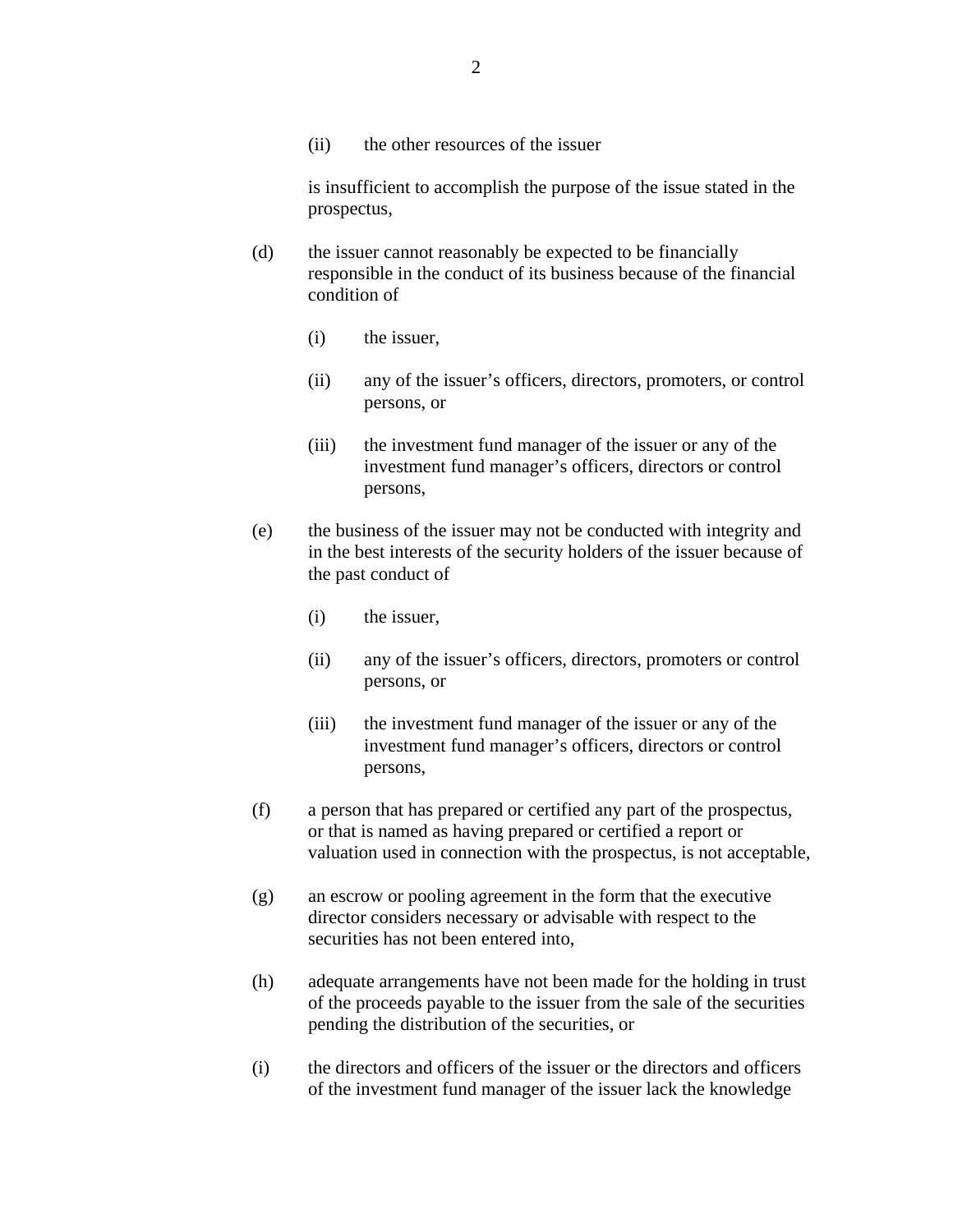(ii) the other resources of the issuer

is insufficient to accomplish the purpose of the issue stated in the prospectus,

(d) the issuer cannot reasonably be expected to be financially responsible in the conduct of its business because of the financial condition of

(i) the issuer,

(ii) any of the issuer's officers, directors, promoters, or control persons, or

(iii) the investment fund manager of the issuer or any of the investment fund manager's officers, directors or control persons,

(e) the business of the issuer may not be conducted with integrity and in the best interests of the security holders of the issuer because of the past conduct of

(i) the issuer,

(ii) any of the issuer's officers, directors, promoters or control persons, or

(iii) the investment fund manager of the issuer or any of the investment fund manager's officers, directors or control persons,

(f) a person that has prepared or certified any part of the prospectus, or that is named as having prepared or certified a report or valuation used in connection with the prospectus, is not acceptable,

(g) an escrow or pooling agreement in the form that the executive director considers necessary or advisable with respect to the securities has not been entered into,

(h) adequate arrangements have not been made for the holding in trust of the proceeds payable to the issuer from the sale of the securities pending the distribution of the securities, or

(i) the directors and officers of the issuer or the directors and officers of the investment fund manager of the issuer lack the knowledge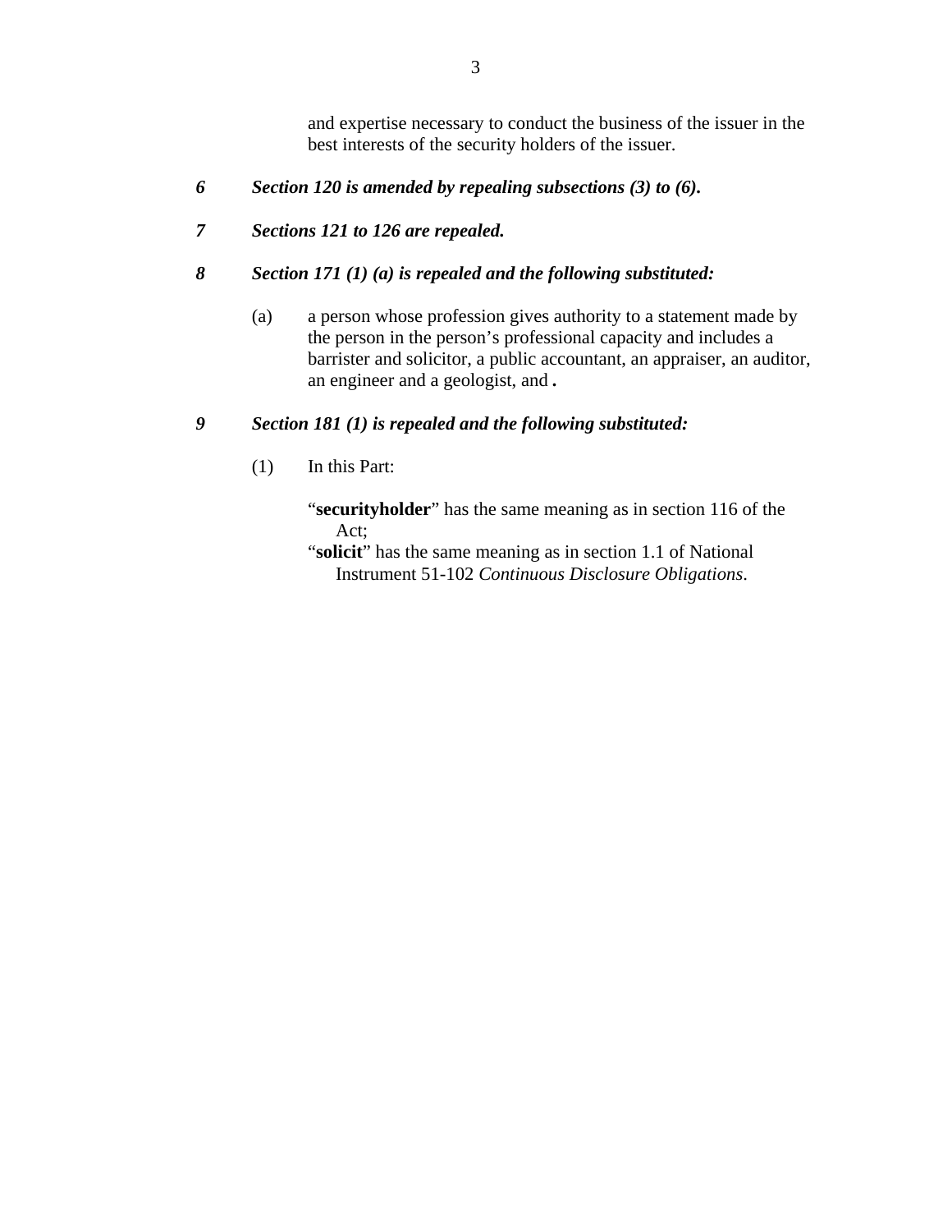and expertise necessary to conduct the business of the issuer in the best interests of the security holders of the issuer.

***6 Section 120 is amended by repealing subsections (3) to (6).***

***7 Sections 121 to 126 are repealed.***

***8 Section 171 (1) (a) is repealed and the following substituted:***

(a) a person whose profession gives authority to a statement made by the person in the person's professional capacity and includes a barrister and solicitor, a public accountant, an appraiser, an auditor, an engineer and a geologist, and **.**

***9 Section 181 (1) is repealed and the following substituted:***

(1) In this Part:

"**securityholder**" has the same meaning as in section 116 of the Act;

"**solicit**" has the same meaning as in section 1.1 of National Instrument 51-102 *Continuous Disclosure Obligations*.